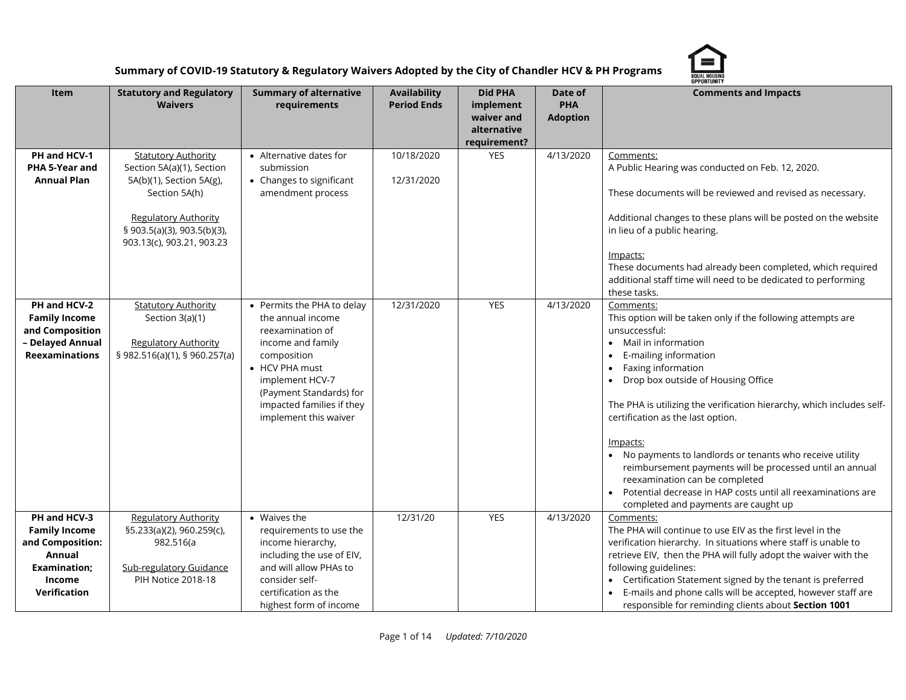# Summary of COVID-19 Statutory & Regulatory Waivers Adopted by the City of Chandler HCV & PH Programs

| Item | Statutory and Regulatory Waivers | Summary of alternative requirements | Availability Period Ends | Did PHA implement waiver and alternative requirement? | Date of PHA Adoption | Comments and Impacts |
|---|---|---|---|---|---|---|
| **PH and HCV-1 PHA 5-Year and Annual Plan** | Statutory Authority<br>Section 5A(a)(1), Section 5A(b)(1), Section 5A(g), Section 5A(h)<br><br>Regulatory Authority<br>§ 903.5(a)(3), 903.5(b)(3), 903.13(c), 903.21, 903.23 | • Alternative dates for submission<br>• Changes to significant amendment process | 10/18/2020<br><br>12/31/2020 | YES | 4/13/2020 | Comments:<br>A Public Hearing was conducted on Feb. 12, 2020.<br><br>These documents will be reviewed and revised as necessary.<br><br>Additional changes to these plans will be posted on the website in lieu of a public hearing.<br><br>Impacts:<br>These documents had already been completed, which required additional staff time will need to be dedicated to performing these tasks. |
| **PH and HCV-2 Family Income and Composition – Delayed Annual Reexaminations** | Statutory Authority<br>Section 3(a)(1)<br><br>Regulatory Authority<br>§ 982.516(a)(1), § 960.257(a) | • Permits the PHA to delay the annual income reexamination of income and family composition<br>• HCV PHA must implement HCV-7 (Payment Standards) for impacted families if they implement this waiver | 12/31/2020 | YES | 4/13/2020 | Comments:<br>This option will be taken only if the following attempts are unsuccessful:<br>• Mail in information<br>• E-mailing information<br>• Faxing information<br>• Drop box outside of Housing Office<br><br>The PHA is utilizing the verification hierarchy, which includes self-certification as the last option.<br><br>Impacts:<br>• No payments to landlords or tenants who receive utility reimbursement payments will be processed until an annual reexamination can be completed<br>• Potential decrease in HAP costs until all reexaminations are completed and payments are caught up |
| **PH and HCV-3 Family Income and Composition: Annual Examination; Income Verification** | Regulatory Authority<br>§5.233(a)(2), 960.259(c), 982.516(a<br><br>Sub-regulatory Guidance<br>PIH Notice 2018-18 | • Waives the requirements to use the income hierarchy, including the use of EIV, and will allow PHAs to consider self-certification as the highest form of income | 12/31/20 | YES | 4/13/2020 | Comments:<br>The PHA will continue to use EIV as the first level in the verification hierarchy. In situations where staff is unable to retrieve EIV, then the PHA will fully adopt the waiver with the following guidelines:<br>• Certification Statement signed by the tenant is preferred<br>• E-mails and phone calls will be accepted, however staff are responsible for reminding clients about **Section 1001** |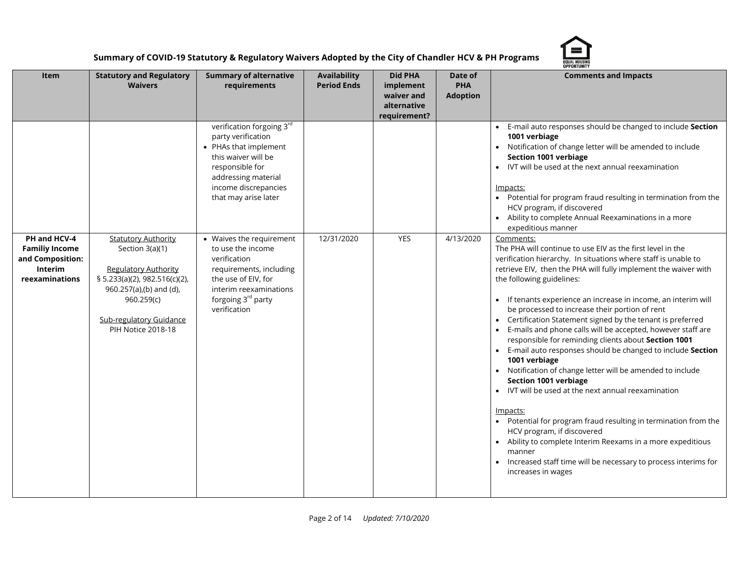**Summary of COVID-19 Statutory & Regulatory Waivers Adopted by the City of Chandler HCV & PH Programs**

| Item | Statutory and Regulatory Waivers | Summary of alternative requirements | Availability Period Ends | Did PHA implement waiver and alternative requirement? | Date of PHA Adoption | Comments and Impacts |
|---|---|---|---|---|---|---|
| | | verification forgoing 3rd party verification<br>• PHAs that implement this waiver will be responsible for addressing material income discrepancies that may arise later | | | | • E-mail auto responses should be changed to include **Section 1001 verbiage**<br>• Notification of change letter will be amended to include **Section 1001 verbiage**<br>• IVT will be used at the next annual reexamination<br><br>Impacts:<br>• Potential for program fraud resulting in termination from the HCV program, if discovered<br>• Ability to complete Annual Reexaminations in a more expeditious manner |
| **PH and HCV-4 Familiy Income and Composition: Interim reexaminations** | Statutory Authority<br>Section 3(a)(1)<br><br>Regulatory Authority<br>§ 5.233(a)(2), 982.516(c)(2), 960.257(a),(b) and (d), 960.259(c)<br><br>Sub-regulatory Guidance<br>PIH Notice 2018-18 | • Waives the requirement to use the income verification requirements, including the use of EIV, for interim reexaminations forgoing 3rd party verification | 12/31/2020 | YES | 4/13/2020 | Comments:<br>The PHA will continue to use EIV as the first level in the verification hierarchy. In situations where staff is unable to retrieve EIV, then the PHA will fully implement the waiver with the following guidelines:<br><br>• If tenants experience an increase in income, an interim will be processed to increase their portion of rent<br>• Certification Statement signed by the tenant is preferred<br>• E-mails and phone calls will be accepted, however staff are responsible for reminding clients about **Section 1001**<br>• E-mail auto responses should be changed to include **Section 1001 verbiage**<br>• Notification of change letter will be amended to include **Section 1001 verbiage**<br>• IVT will be used at the next annual reexamination<br><br>Impacts:<br>• Potential for program fraud resulting in termination from the HCV program, if discovered<br>• Ability to complete Interim Reexams in a more expeditious manner<br>• Increased staff time will be necessary to process interims for increases in wages |

*Updated: 7/10/2020*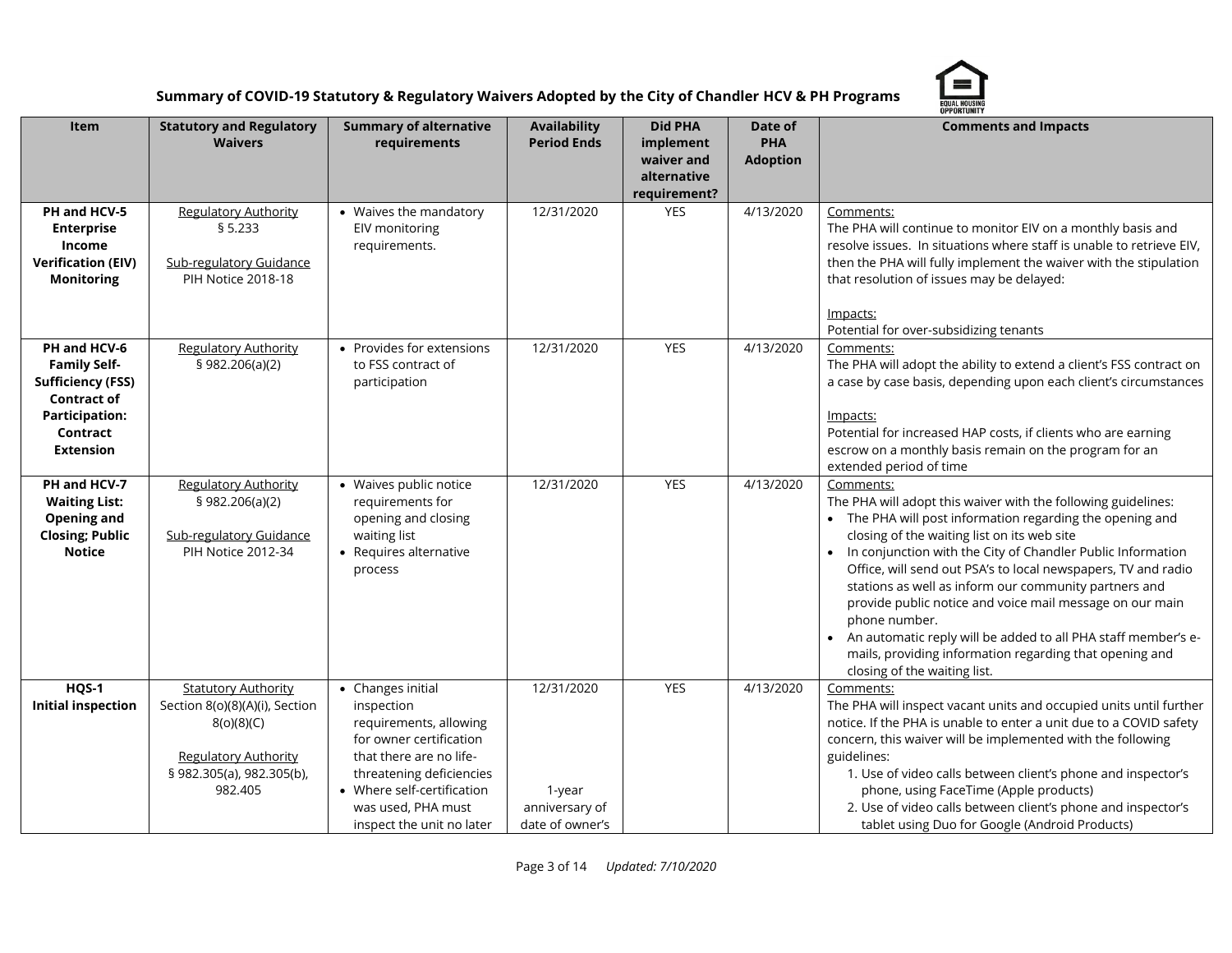**Summary of COVID-19 Statutory & Regulatory Waivers Adopted by the City of Chandler HCV & PH Programs**

| Item | Statutory and Regulatory Waivers | Summary of alternative requirements | Availability Period Ends | Did PHA implement waiver and alternative requirement? | Date of PHA Adoption | Comments and Impacts |
|---|---|---|---|---|---|---|
| **PH and HCV-5 Enterprise Income Verification (EIV) Monitoring** | Regulatory Authority<br>§ 5.233<br><br>Sub-regulatory Guidance<br>PIH Notice 2018-18 | • Waives the mandatory EIV monitoring requirements. | 12/31/2020 | YES | 4/13/2020 | Comments:<br>The PHA will continue to monitor EIV on a monthly basis and resolve issues. In situations where staff is unable to retrieve EIV, then the PHA will fully implement the waiver with the stipulation that resolution of issues may be delayed:<br><br>Impacts:<br>Potential for over-subsidizing tenants |
| **PH and HCV-6 Family Self-Sufficiency (FSS) Contract of Participation: Contract Extension** | Regulatory Authority<br>§ 982.206(a)(2) | • Provides for extensions to FSS contract of participation | 12/31/2020 | YES | 4/13/2020 | Comments:<br>The PHA will adopt the ability to extend a client's FSS contract on a case by case basis, depending upon each client's circumstances<br><br>Impacts:<br>Potential for increased HAP costs, if clients who are earning escrow on a monthly basis remain on the program for an extended period of time |
| **PH and HCV-7 Waiting List: Opening and Closing; Public Notice** | Regulatory Authority<br>§ 982.206(a)(2)<br><br>Sub-regulatory Guidance<br>PIH Notice 2012-34 | • Waives public notice requirements for opening and closing waiting list<br>• Requires alternative process | 12/31/2020 | YES | 4/13/2020 | Comments:<br>The PHA will adopt this waiver with the following guidelines:<br>• The PHA will post information regarding the opening and closing of the waiting list on its web site<br>• In conjunction with the City of Chandler Public Information Office, will send out PSA's to local newspapers, TV and radio stations as well as inform our community partners and provide public notice and voice mail message on our main phone number.<br>• An automatic reply will be added to all PHA staff member's e-mails, providing information regarding that opening and closing of the waiting list. |
| **HQS-1 Initial inspection** | Statutory Authority<br>Section 8(o)(8)(A)(i), Section 8(o)(8)(C)<br><br>Regulatory Authority<br>§ 982.305(a), 982.305(b), 982.405 | • Changes initial inspection requirements, allowing for owner certification that there are no life-threatening deficiencies<br>• Where self-certification was used, PHA must inspect the unit no later | 12/31/2020<br><br><br><br>1-year anniversary of date of owner's | YES | 4/13/2020 | Comments:<br>The PHA will inspect vacant units and occupied units until further notice. If the PHA is unable to enter a unit due to a COVID safety concern, this waiver will be implemented with the following guidelines:<br>1. Use of video calls between client's phone and inspector's phone, using FaceTime (Apple products)<br>2. Use of video calls between client's phone and inspector's tablet using Duo for Google (Android Products) |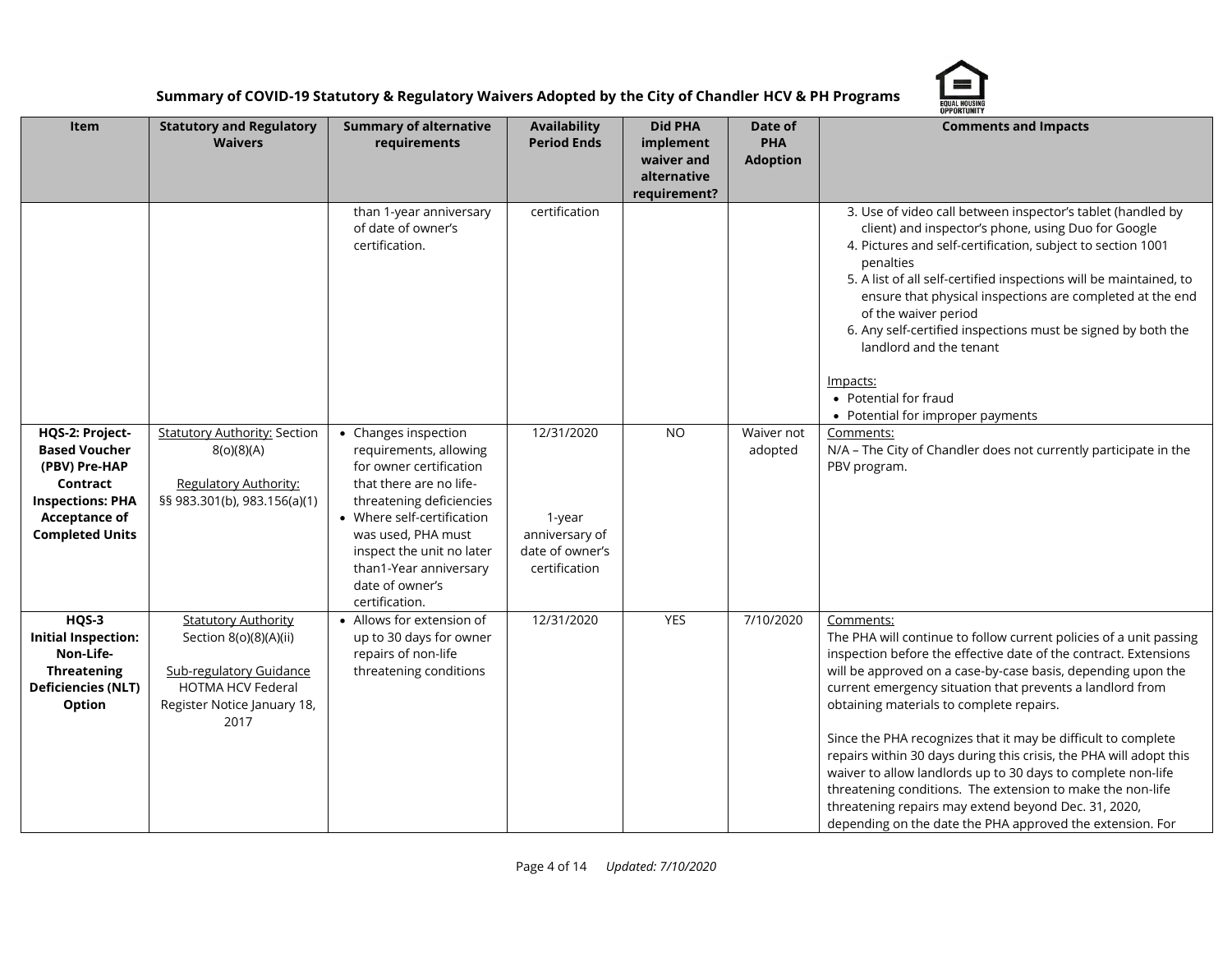**Summary of COVID-19 Statutory & Regulatory Waivers Adopted by the City of Chandler HCV & PH Programs**

| Item | Statutory and Regulatory Waivers | Summary of alternative requirements | Availability Period Ends | Did PHA implement waiver and alternative requirement? | Date of PHA Adoption | Comments and Impacts |
|---|---|---|---|---|---|---|
| | | than 1-year anniversary of date of owner's certification. | certification | | | 3. Use of video call between inspector's tablet (handled by client) and inspector's phone, using Duo for Google<br>4. Pictures and self-certification, subject to section 1001 penalties<br>5. A list of all self-certified inspections will be maintained, to ensure that physical inspections are completed at the end of the waiver period<br>6. Any self-certified inspections must be signed by both the landlord and the tenant<br><br>Impacts:<br>• Potential for fraud<br>• Potential for improper payments |
| **HQS-2: Project-Based Voucher (PBV) Pre-HAP Contract Inspections: PHA Acceptance of Completed Units** | Statutory Authority: Section 8(o)(8)(A)<br><br>Regulatory Authority: §§ 983.301(b), 983.156(a)(1) | • Changes inspection requirements, allowing for owner certification that there are no life-threatening deficiencies<br>• Where self-certification was used, PHA must inspect the unit no later than1-Year anniversary date of owner's certification. | 12/31/2020<br><br>1-year anniversary of date of owner's certification | NO | Waiver not adopted | Comments:<br>N/A – The City of Chandler does not currently participate in the PBV program. |
| **HQS-3 Initial Inspection: Non-Life-Threatening Deficiencies (NLT) Option** | Statutory Authority Section 8(o)(8)(A)(ii)<br><br>Sub-regulatory Guidance HOTMA HCV Federal Register Notice January 18, 2017 | • Allows for extension of up to 30 days for owner repairs of non-life threatening conditions | 12/31/2020 | YES | 7/10/2020 | Comments:<br>The PHA will continue to follow current policies of a unit passing inspection before the effective date of the contract. Extensions will be approved on a case-by-case basis, depending upon the current emergency situation that prevents a landlord from obtaining materials to complete repairs.<br><br>Since the PHA recognizes that it may be difficult to complete repairs within 30 days during this crisis, the PHA will adopt this waiver to allow landlords up to 30 days to complete non-life threatening conditions. The extension to make the non-life threatening repairs may extend beyond Dec. 31, 2020, depending on the date the PHA approved the extension. For |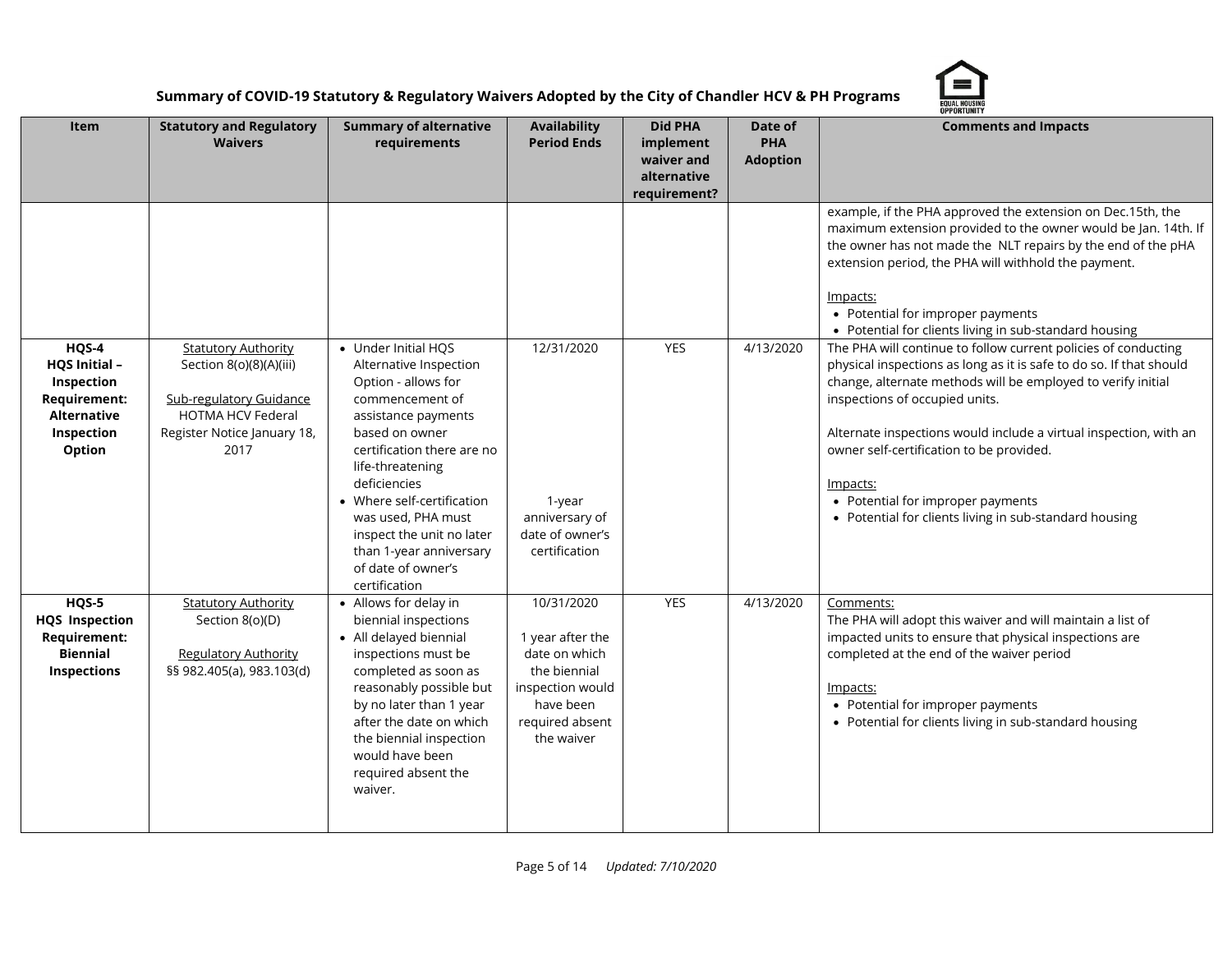# Summary of COVID-19 Statutory & Regulatory Waivers Adopted by the City of Chandler HCV & PH Programs

| Item | Statutory and Regulatory Waivers | Summary of alternative requirements | Availability Period Ends | Did PHA implement waiver and alternative requirement? | Date of PHA Adoption | Comments and Impacts |
|---|---|---|---|---|---|---|
| | | | | | | example, if the PHA approved the extension on Dec.15th, the maximum extension provided to the owner would be Jan. 14th. If the owner has not made the NLT repairs by the end of the pHA extension period, the PHA will withhold the payment.<br><br>Impacts:<br>• Potential for improper payments<br>• Potential for clients living in sub-standard housing |
| **HQS-4 HQS Initial – Inspection Requirement: Alternative Inspection Option** | Statutory Authority<br>Section 8(o)(8)(A)(iii)<br><br>Sub-regulatory Guidance<br>HOTMA HCV Federal Register Notice January 18, 2017 | • Under Initial HQS Alternative Inspection Option - allows for commencement of assistance payments based on owner certification there are no life-threatening deficiencies<br>• Where self-certification was used, PHA must inspect the unit no later than 1-year anniversary of date of owner's certification | 12/31/2020<br><br>1-year anniversary of date of owner's certification | YES | 4/13/2020 | The PHA will continue to follow current policies of conducting physical inspections as long as it is safe to do so. If that should change, alternate methods will be employed to verify initial inspections of occupied units.<br><br>Alternate inspections would include a virtual inspection, with an owner self-certification to be provided.<br><br>Impacts:<br>• Potential for improper payments<br>• Potential for clients living in sub-standard housing |
| **HQS-5 HQS Inspection Requirement: Biennial Inspections** | Statutory Authority<br>Section 8(o)(D)<br><br>Regulatory Authority<br>§§ 982.405(a), 983.103(d) | • Allows for delay in biennial inspections<br>• All delayed biennial inspections must be completed as soon as reasonably possible but by no later than 1 year after the date on which the biennial inspection would have been required absent the waiver. | 10/31/2020<br><br>1 year after the date on which the biennial inspection would have been required absent the waiver | YES | 4/13/2020 | Comments:<br>The PHA will adopt this waiver and will maintain a list of impacted units to ensure that physical inspections are completed at the end of the waiver period<br><br>Impacts:<br>• Potential for improper payments<br>• Potential for clients living in sub-standard housing |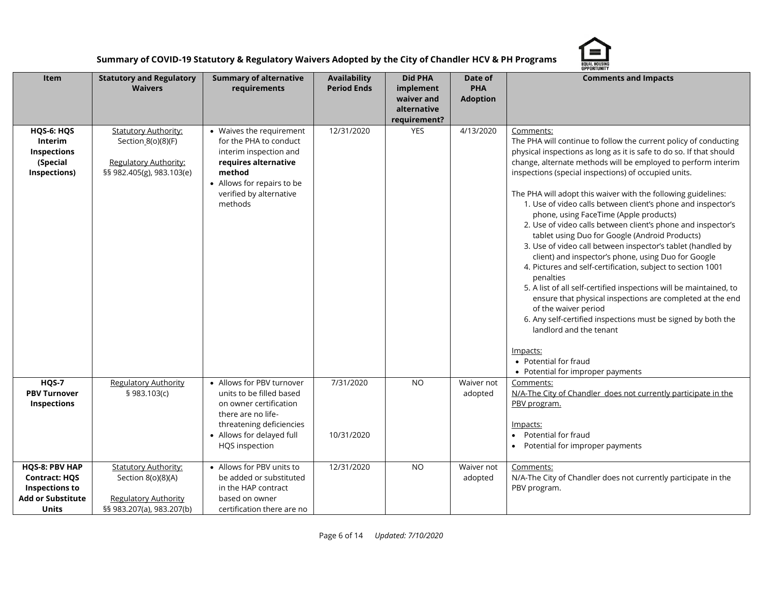**Summary of COVID-19 Statutory & Regulatory Waivers Adopted by the City of Chandler HCV & PH Programs**

| Item | Statutory and Regulatory Waivers | Summary of alternative requirements | Availability Period Ends | Did PHA implement waiver and alternative requirement? | Date of PHA Adoption | Comments and Impacts |
|---|---|---|---|---|---|---|
| **HQS-6: HQS Interim Inspections (Special Inspections)** | Statutory Authority: Section 8(o)(8)(F)<br><br>Regulatory Authority: §§ 982.405(g), 983.103(e) | • Waives the requirement for the PHA to conduct interim inspection and **requires alternative method**<br>• Allows for repairs to be verified by alternative methods | 12/31/2020 | YES | 4/13/2020 | Comments:<br>The PHA will continue to follow the current policy of conducting physical inspections as long as it is safe to do so. If that should change, alternate methods will be employed to perform interim inspections (special inspections) of occupied units.<br><br>The PHA will adopt this waiver with the following guidelines:<br>1. Use of video calls between client's phone and inspector's phone, using FaceTime (Apple products)<br>2. Use of video calls between client's phone and inspector's tablet using Duo for Google (Android Products)<br>3. Use of video call between inspector's tablet (handled by client) and inspector's phone, using Duo for Google<br>4. Pictures and self-certification, subject to section 1001 penalties<br>5. A list of all self-certified inspections will be maintained, to ensure that physical inspections are completed at the end of the waiver period<br>6. Any self-certified inspections must be signed by both the landlord and the tenant<br><br>Impacts:<br>• Potential for fraud<br>• Potential for improper payments |
| **HQS-7 PBV Turnover Inspections** | Regulatory Authority § 983.103(c) | • Allows for PBV turnover units to be filled based on owner certification there are no life-threatening deficiencies<br>• Allows for delayed full HQS inspection | 7/31/2020<br><br>10/31/2020 | NO | Waiver not adopted | Comments:<br>N/A-The City of Chandler does not currently participate in the PBV program.<br><br>Impacts:<br>• Potential for fraud<br>• Potential for improper payments |
| **HQS-8: PBV HAP Contract: HQS Inspections to Add or Substitute Units** | Statutory Authority: Section 8(o)(8)(A)<br><br>Regulatory Authority §§ 983.207(a), 983.207(b) | • Allows for PBV units to be added or substituted in the HAP contract based on owner certification there are no | 12/31/2020 | NO | Waiver not adopted | Comments:<br>N/A-The City of Chandler does not currently participate in the PBV program. |

*Updated: 7/10/2020*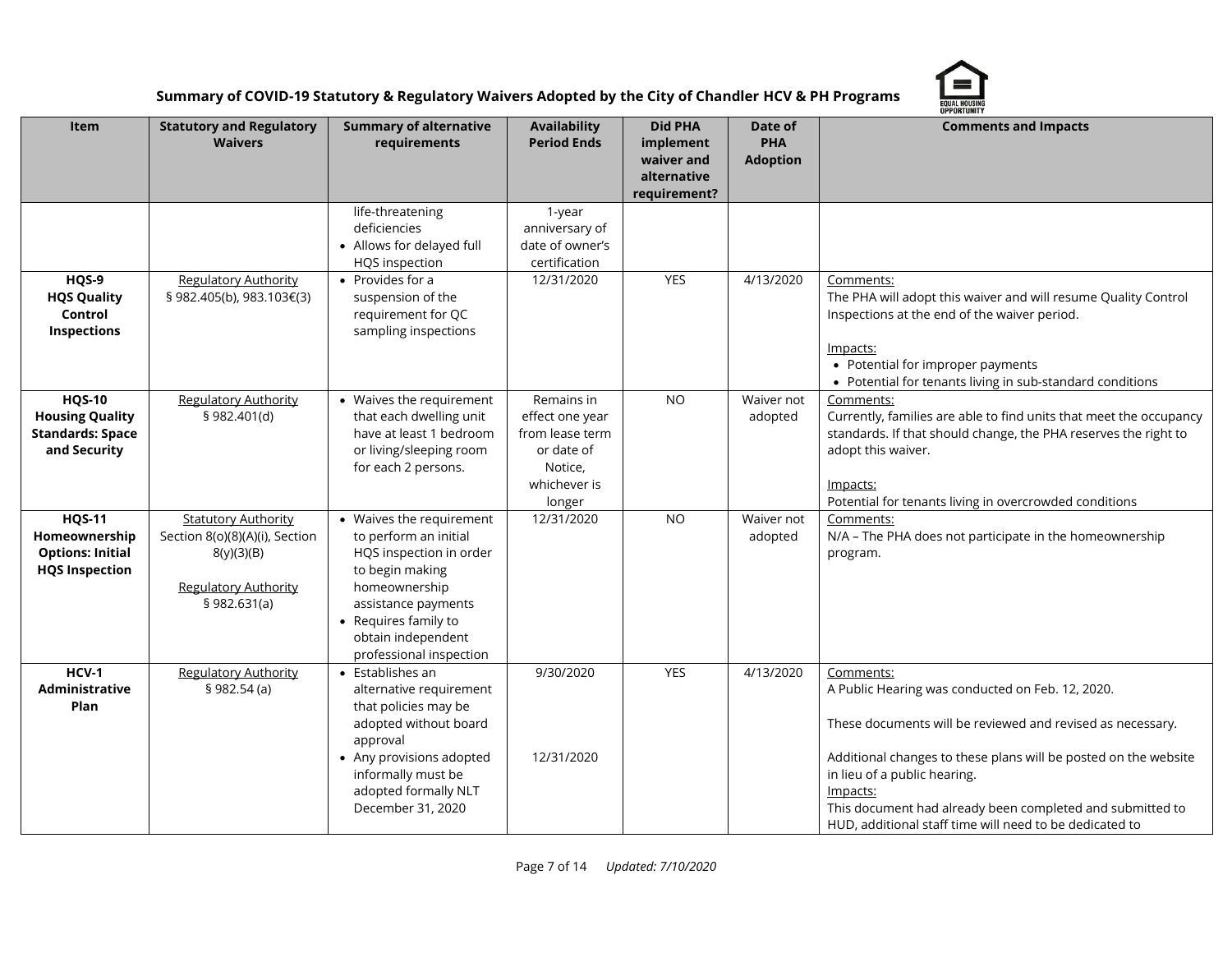**Summary of COVID-19 Statutory & Regulatory Waivers Adopted by the City of Chandler HCV & PH Programs**

| Item | Statutory and Regulatory Waivers | Summary of alternative requirements | Availability Period Ends | Did PHA implement waiver and alternative requirement? | Date of PHA Adoption | Comments and Impacts |
|---|---|---|---|---|---|---|
| | | life-threatening deficiencies<br>• Allows for delayed full HQS inspection | 1-year anniversary of date of owner's certification | | | |
| **HQS-9 HQS Quality Control Inspections** | Regulatory Authority<br>§ 982.405(b), 983.103€(3) | • Provides for a suspension of the requirement for QC sampling inspections | 12/31/2020 | YES | 4/13/2020 | Comments:<br>The PHA will adopt this waiver and will resume Quality Control Inspections at the end of the waiver period.<br><br>Impacts:<br>• Potential for improper payments<br>• Potential for tenants living in sub-standard conditions |
| **HQS-10 Housing Quality Standards: Space and Security** | Regulatory Authority<br>§ 982.401(d) | • Waives the requirement that each dwelling unit have at least 1 bedroom or living/sleeping room for each 2 persons. | Remains in effect one year from lease term or date of Notice, whichever is longer | NO | Waiver not adopted | Comments:<br>Currently, families are able to find units that meet the occupancy standards. If that should change, the PHA reserves the right to adopt this waiver.<br><br>Impacts:<br>Potential for tenants living in overcrowded conditions |
| **HQS-11 Homeownership Options: Initial HQS Inspection** | Statutory Authority<br>Section 8(o)(8)(A)(i), Section 8(y)(3)(B)<br><br>Regulatory Authority<br>§ 982.631(a) | • Waives the requirement to perform an initial HQS inspection in order to begin making homeownership assistance payments<br>• Requires family to obtain independent professional inspection | 12/31/2020 | NO | Waiver not adopted | Comments:<br>N/A – The PHA does not participate in the homeownership program. |
| **HCV-1 Administrative Plan** | Regulatory Authority<br>§ 982.54 (a) | • Establishes an alternative requirement that policies may be adopted without board approval<br>• Any provisions adopted informally must be adopted formally NLT December 31, 2020 | 9/30/2020<br><br>12/31/2020 | YES | 4/13/2020 | Comments:<br>A Public Hearing was conducted on Feb. 12, 2020.<br><br>These documents will be reviewed and revised as necessary.<br><br>Additional changes to these plans will be posted on the website in lieu of a public hearing.<br>Impacts:<br>This document had already been completed and submitted to HUD, additional staff time will need to be dedicated to |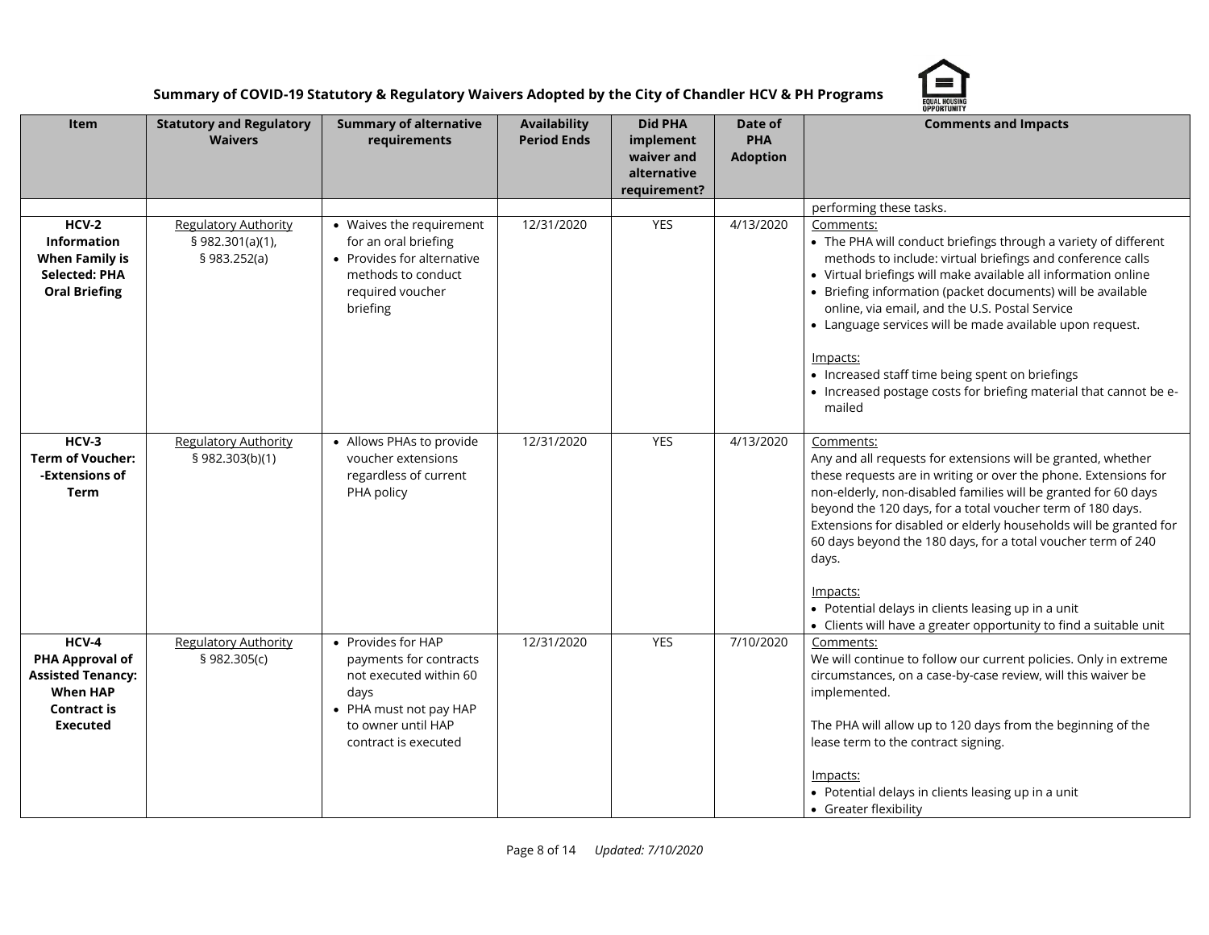**Summary of COVID-19 Statutory & Regulatory Waivers Adopted by the City of Chandler HCV & PH Programs**

| Item | Statutory and Regulatory Waivers | Summary of alternative requirements | Availability Period Ends | Did PHA implement waiver and alternative requirement? | Date of PHA Adoption | Comments and Impacts |
|---|---|---|---|---|---|---|
| | | | | | | performing these tasks. |
| **HCV-2 Information When Family is Selected: PHA Oral Briefing** | Regulatory Authority § 982.301(a)(1), § 983.252(a) | • Waives the requirement for an oral briefing<br>• Provides for alternative methods to conduct required voucher briefing | 12/31/2020 | YES | 4/13/2020 | Comments:<br>• The PHA will conduct briefings through a variety of different methods to include: virtual briefings and conference calls<br>• Virtual briefings will make available all information online<br>• Briefing information (packet documents) will be available online, via email, and the U.S. Postal Service<br>• Language services will be made available upon request.<br><br>Impacts:<br>• Increased staff time being spent on briefings<br>• Increased postage costs for briefing material that cannot be e-mailed |
| **HCV-3 Term of Voucher: -Extensions of Term** | Regulatory Authority § 982.303(b)(1) | • Allows PHAs to provide voucher extensions regardless of current PHA policy | 12/31/2020 | YES | 4/13/2020 | Comments:<br>Any and all requests for extensions will be granted, whether these requests are in writing or over the phone. Extensions for non-elderly, non-disabled families will be granted for 60 days beyond the 120 days, for a total voucher term of 180 days. Extensions for disabled or elderly households will be granted for 60 days beyond the 180 days, for a total voucher term of 240 days.<br><br>Impacts:<br>• Potential delays in clients leasing up in a unit<br>• Clients will have a greater opportunity to find a suitable unit |
| **HCV-4 PHA Approval of Assisted Tenancy: When HAP Contract is Executed** | Regulatory Authority § 982.305(c) | • Provides for HAP payments for contracts not executed within 60 days<br>• PHA must not pay HAP to owner until HAP contract is executed | 12/31/2020 | YES | 7/10/2020 | Comments:<br>We will continue to follow our current policies. Only in extreme circumstances, on a case-by-case review, will this waiver be implemented.<br><br>The PHA will allow up to 120 days from the beginning of the lease term to the contract signing.<br><br>Impacts:<br>• Potential delays in clients leasing up in a unit<br>• Greater flexibility |

*Updated: 7/10/2020*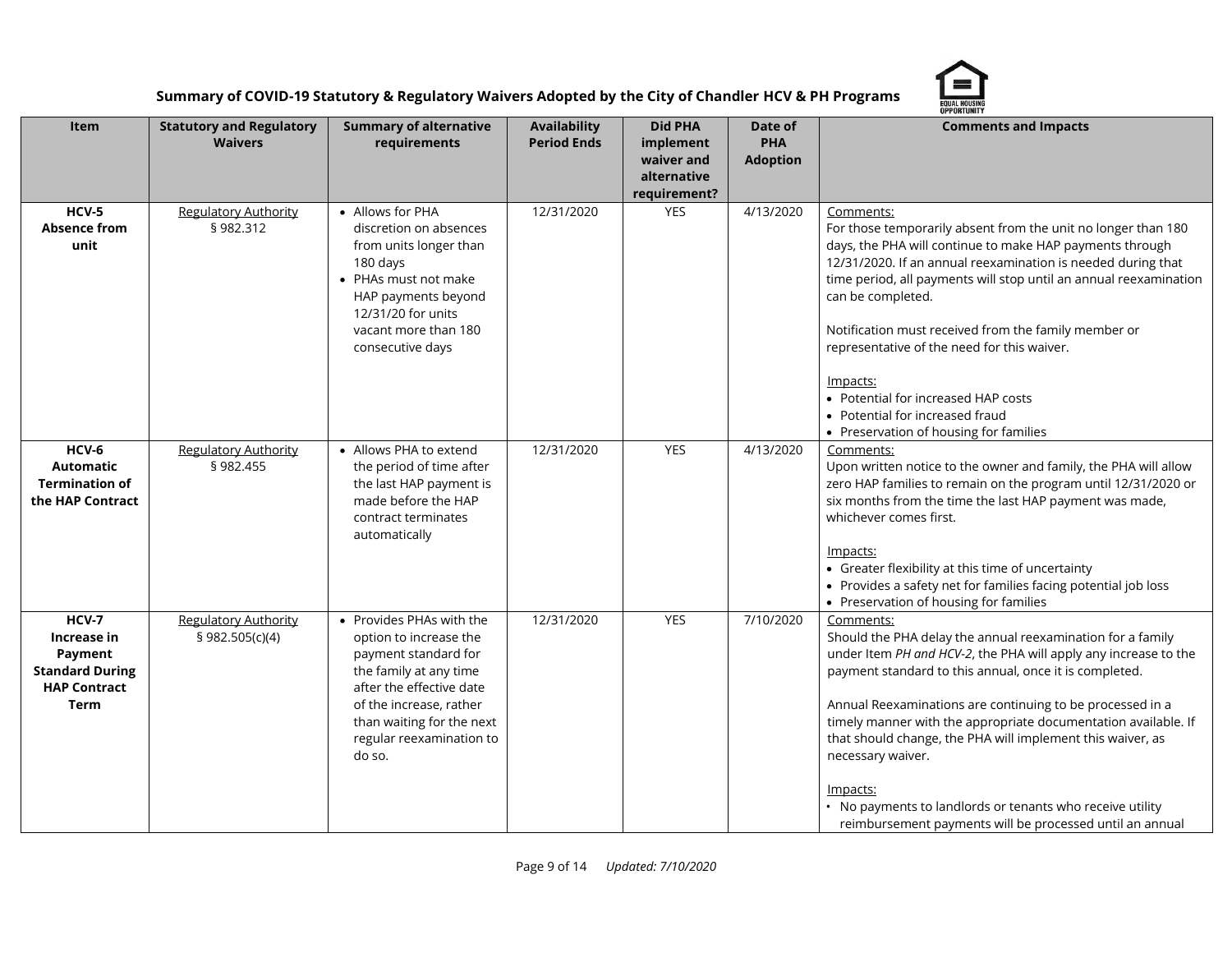**Summary of COVID-19 Statutory & Regulatory Waivers Adopted by the City of Chandler HCV & PH Programs**

| Item | Statutory and Regulatory Waivers | Summary of alternative requirements | Availability Period Ends | Did PHA implement waiver and alternative requirement? | Date of PHA Adoption | Comments and Impacts |
|---|---|---|---|---|---|---|
| **HCV-5 Absence from unit** | Regulatory Authority § 982.312 | • Allows for PHA discretion on absences from units longer than 180 days<br>• PHAs must not make HAP payments beyond 12/31/20 for units vacant more than 180 consecutive days | 12/31/2020 | YES | 4/13/2020 | Comments:<br>For those temporarily absent from the unit no longer than 180 days, the PHA will continue to make HAP payments through 12/31/2020. If an annual reexamination is needed during that time period, all payments will stop until an annual reexamination can be completed.<br><br>Notification must received from the family member or representative of the need for this waiver.<br><br>Impacts:<br>• Potential for increased HAP costs<br>• Potential for increased fraud<br>• Preservation of housing for families |
| **HCV-6 Automatic Termination of the HAP Contract** | Regulatory Authority § 982.455 | • Allows PHA to extend the period of time after the last HAP payment is made before the HAP contract terminates automatically | 12/31/2020 | YES | 4/13/2020 | Comments:<br>Upon written notice to the owner and family, the PHA will allow zero HAP families to remain on the program until 12/31/2020 or six months from the time the last HAP payment was made, whichever comes first.<br><br>Impacts:<br>• Greater flexibility at this time of uncertainty<br>• Provides a safety net for families facing potential job loss<br>• Preservation of housing for families |
| **HCV-7 Increase in Payment Standard During HAP Contract Term** | Regulatory Authority § 982.505(c)(4) | • Provides PHAs with the option to increase the payment standard for the family at any time after the effective date of the increase, rather than waiting for the next regular reexamination to do so. | 12/31/2020 | YES | 7/10/2020 | Comments:<br>Should the PHA delay the annual reexamination for a family under Item *PH and HCV-2*, the PHA will apply any increase to the payment standard to this annual, once it is completed.<br><br>Annual Reexaminations are continuing to be processed in a timely manner with the appropriate documentation available. If that should change, the PHA will implement this waiver, as necessary waiver.<br><br>Impacts:<br>• No payments to landlords or tenants who receive utility reimbursement payments will be processed until an annual |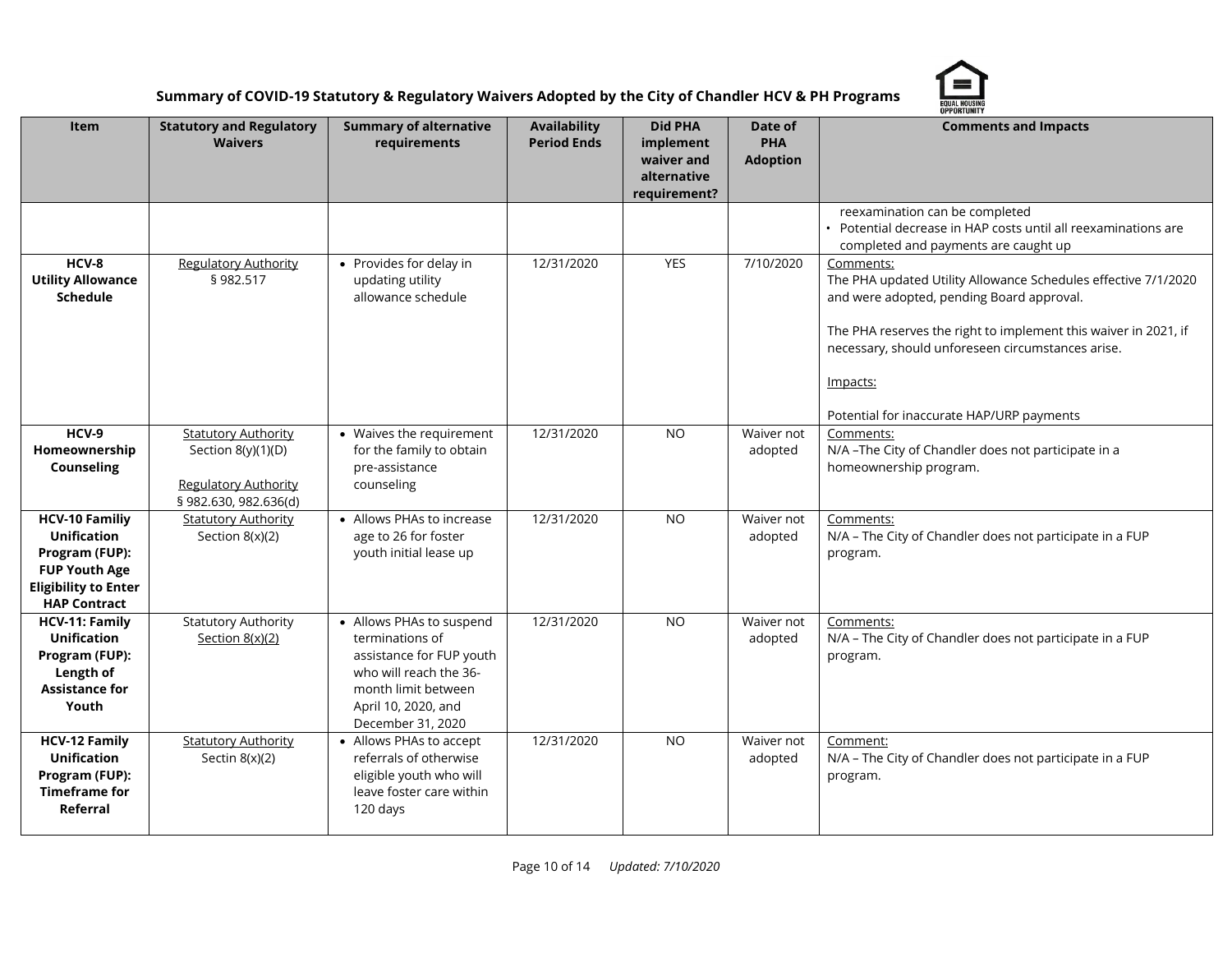## Summary of COVID-19 Statutory & Regulatory Waivers Adopted by the City of Chandler HCV & PH Programs

| Item | Statutory and Regulatory Waivers | Summary of alternative requirements | Availability Period Ends | Did PHA implement waiver and alternative requirement? | Date of PHA Adoption | Comments and Impacts |
|---|---|---|---|---|---|---|
| | | | | | | reexamination can be completed<br>• Potential decrease in HAP costs until all reexaminations are completed and payments are caught up |
| **HCV-8 Utility Allowance Schedule** | Regulatory Authority<br>§ 982.517 | • Provides for delay in updating utility allowance schedule | 12/31/2020 | YES | 7/10/2020 | Comments:<br>The PHA updated Utility Allowance Schedules effective 7/1/2020 and were adopted, pending Board approval.<br><br>The PHA reserves the right to implement this waiver in 2021, if necessary, should unforeseen circumstances arise.<br><br>Impacts:<br><br>Potential for inaccurate HAP/URP payments |
| **HCV-9 Homeownership Counseling** | Statutory Authority<br>Section 8(y)(1)(D)<br><br>Regulatory Authority<br>§ 982.630, 982.636(d) | • Waives the requirement for the family to obtain pre-assistance counseling | 12/31/2020 | NO | Waiver not adopted | Comments:<br>N/A –The City of Chandler does not participate in a homeownership program. |
| **HCV-10 Familiy Unification Program (FUP): FUP Youth Age Eligibility to Enter HAP Contract** | Statutory Authority<br>Section 8(x)(2) | • Allows PHAs to increase age to 26 for foster youth initial lease up | 12/31/2020 | NO | Waiver not adopted | Comments:<br>N/A – The City of Chandler does not participate in a FUP program. |
| **HCV-11: Family Unification Program (FUP): Length of Assistance for Youth** | Statutory Authority<br>Section 8(x)(2) | • Allows PHAs to suspend terminations of assistance for FUP youth who will reach the 36-month limit between April 10, 2020, and December 31, 2020 | 12/31/2020 | NO | Waiver not adopted | Comments:<br>N/A – The City of Chandler does not participate in a FUP program. |
| **HCV-12 Family Unification Program (FUP): Timeframe for Referral** | Statutory Authority<br>Sectin 8(x)(2) | • Allows PHAs to accept referrals of otherwise eligible youth who will leave foster care within 120 days | 12/31/2020 | NO | Waiver not adopted | Comment:<br>N/A – The City of Chandler does not participate in a FUP program. |

*Updated: 7/10/2020*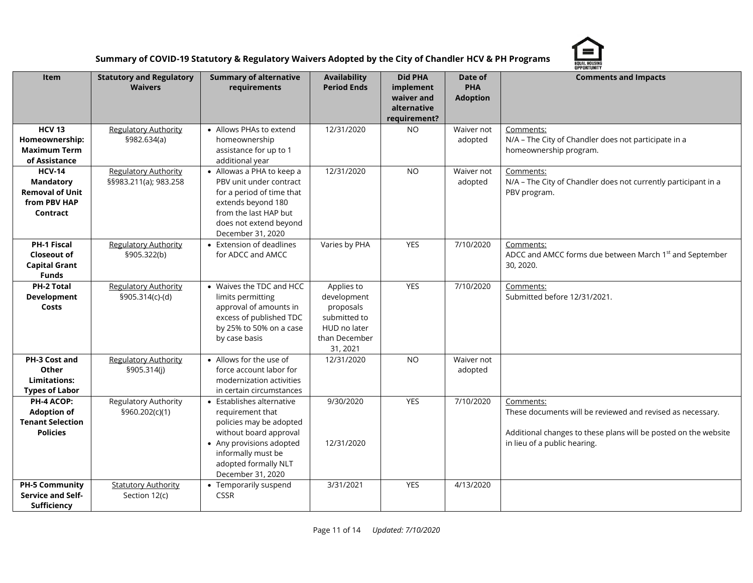**Summary of COVID-19 Statutory & Regulatory Waivers Adopted by the City of Chandler HCV & PH Programs**

| Item | Statutory and Regulatory Waivers | Summary of alternative requirements | Availability Period Ends | Did PHA implement waiver and alternative requirement? | Date of PHA Adoption | Comments and Impacts |
|---|---|---|---|---|---|---|
| **HCV 13 Homeownership: Maximum Term of Assistance** | Regulatory Authority §982.634(a) | • Allows PHAs to extend homeownership assistance for up to 1 additional year | 12/31/2020 | NO | Waiver not adopted | Comments: N/A – The City of Chandler does not participate in a homeownership program. |
| **HCV-14 Mandatory Removal of Unit from PBV HAP Contract** | Regulatory Authority §§983.211(a); 983.258 | • Allowas a PHA to keep a PBV unit under contract for a period of time that extends beyond 180 from the last HAP but does not extend beyond December 31, 2020 | 12/31/2020 | NO | Waiver not adopted | Comments: N/A – The City of Chandler does not currently participant in a PBV program. |
| **PH-1 Fiscal Closeout of Capital Grant Funds** | Regulatory Authority §905.322(b) | • Extension of deadlines for ADCC and AMCC | Varies by PHA | YES | 7/10/2020 | Comments: ADCC and AMCC forms due between March 1st and September 30, 2020. |
| **PH-2 Total Development Costs** | Regulatory Authority §905.314(c)-(d) | • Waives the TDC and HCC limits permitting approval of amounts in excess of published TDC by 25% to 50% on a case by case basis | Applies to development proposals submitted to HUD no later than December 31, 2021 | YES | 7/10/2020 | Comments: Submitted before 12/31/2021. |
| **PH-3 Cost and Other Limitations: Types of Labor** | Regulatory Authority §905.314(j) | • Allows for the use of force account labor for modernization activities in certain circumstances | 12/31/2020 | NO | Waiver not adopted | |
| **PH-4 ACOP: Adoption of Tenant Selection Policies** | Regulatory Authority §960.202(c)(1) | • Establishes alternative requirement that policies may be adopted without board approval<br>• Any provisions adopted informally must be adopted formally NLT December 31, 2020 | 9/30/2020<br><br>12/31/2020 | YES | 7/10/2020 | Comments: These documents will be reviewed and revised as necessary.<br><br>Additional changes to these plans will be posted on the website in lieu of a public hearing. |
| **PH-5 Community Service and Self-Sufficiency** | Statutory Authority Section 12(c) | • Temporarily suspend CSSR | 3/31/2021 | YES | 4/13/2020 | |

*Updated: 7/10/2020*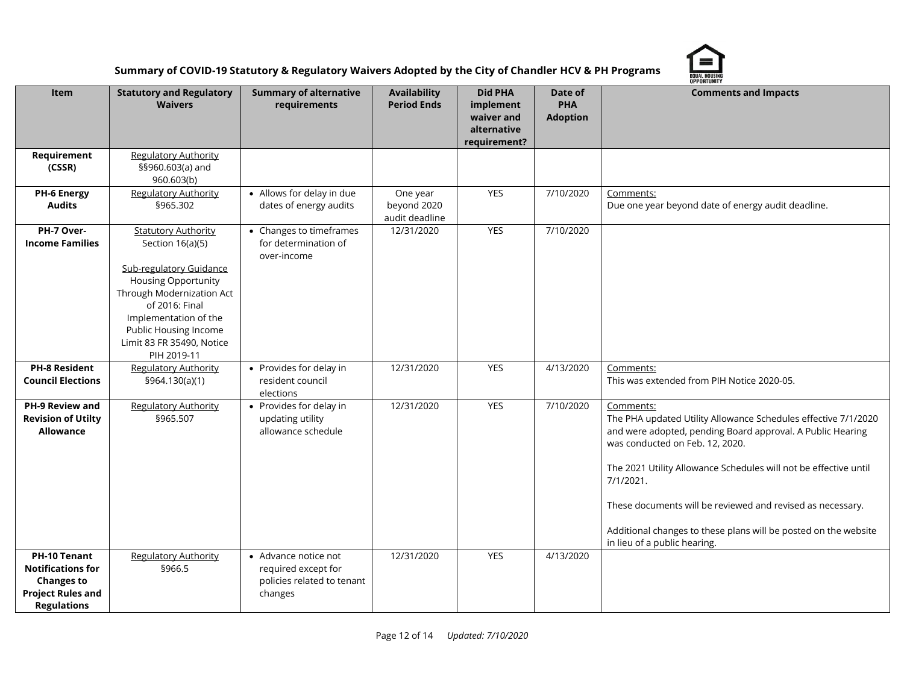**Summary of COVID-19 Statutory & Regulatory Waivers Adopted by the City of Chandler HCV & PH Programs**

| Item | Statutory and Regulatory Waivers | Summary of alternative requirements | Availability Period Ends | Did PHA implement waiver and alternative requirement? | Date of PHA Adoption | Comments and Impacts |
|---|---|---|---|---|---|---|
| **Requirement (CSSR)** | Regulatory Authority §§960.603(a) and 960.603(b) | | | | | |
| **PH-6 Energy Audits** | Regulatory Authority §965.302 | • Allows for delay in due dates of energy audits | One year beyond 2020 audit deadline | YES | 7/10/2020 | Comments:<br>Due one year beyond date of energy audit deadline. |
| **PH-7 Over-Income Families** | Statutory Authority Section 16(a)(5)<br><br>Sub-regulatory Guidance Housing Opportunity Through Modernization Act of 2016: Final Implementation of the Public Housing Income Limit 83 FR 35490, Notice PIH 2019-11 | • Changes to timeframes for determination of over-income | 12/31/2020 | YES | 7/10/2020 | |
| **PH-8 Resident Council Elections** | Regulatory Authority §964.130(a)(1) | • Provides for delay in resident council elections | 12/31/2020 | YES | 4/13/2020 | Comments:<br>This was extended from PIH Notice 2020-05. |
| **PH-9 Review and Revision of Utilty Allowance** | Regulatory Authority §965.507 | • Provides for delay in updating utility allowance schedule | 12/31/2020 | YES | 7/10/2020 | Comments:<br>The PHA updated Utility Allowance Schedules effective 7/1/2020 and were adopted, pending Board approval. A Public Hearing was conducted on Feb. 12, 2020.<br><br>The 2021 Utility Allowance Schedules will not be effective until 7/1/2021.<br><br>These documents will be reviewed and revised as necessary.<br><br>Additional changes to these plans will be posted on the website in lieu of a public hearing. |
| **PH-10 Tenant Notifications for Changes to Project Rules and Regulations** | Regulatory Authority §966.5 | • Advance notice not required except for policies related to tenant changes | 12/31/2020 | YES | 4/13/2020 | |

*Updated: 7/10/2020*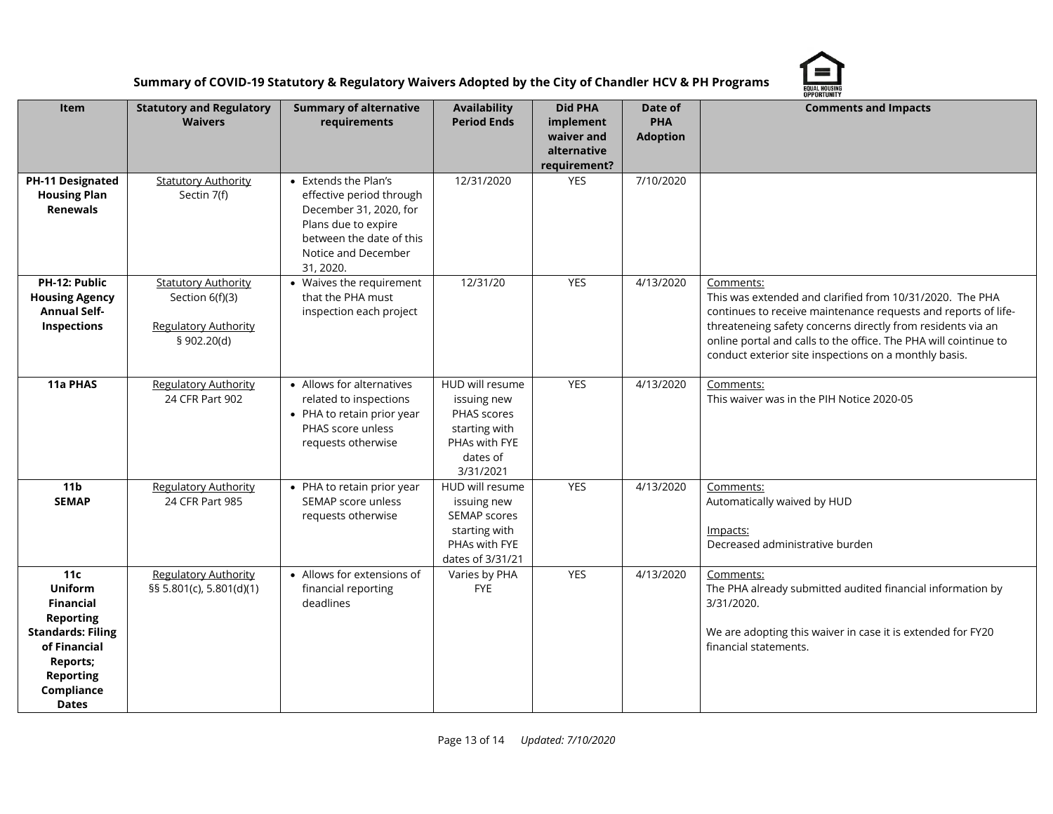## Summary of COVID-19 Statutory & Regulatory Waivers Adopted by the City of Chandler HCV & PH Programs

| Item | Statutory and Regulatory Waivers | Summary of alternative requirements | Availability Period Ends | Did PHA implement waiver and alternative requirement? | Date of PHA Adoption | Comments and Impacts |
|---|---|---|---|---|---|---|
| **PH-11 Designated Housing Plan Renewals** | Statutory Authority<br>Sectin 7(f) | • Extends the Plan's effective period through December 31, 2020, for Plans due to expire between the date of this Notice and December 31, 2020. | 12/31/2020 | YES | 7/10/2020 | |
| **PH-12: Public Housing Agency Annual Self-Inspections** | Statutory Authority<br>Section 6(f)(3)<br><br>Regulatory Authority<br>§ 902.20(d) | • Waives the requirement that the PHA must inspection each project | 12/31/20 | YES | 4/13/2020 | Comments:<br>This was extended and clarified from 10/31/2020. The PHA continues to receive maintenance requests and reports of life-threateneing safety concerns directly from residents via an online portal and calls to the office. The PHA will cointinue to conduct exterior site inspections on a monthly basis. |
| **11a PHAS** | Regulatory Authority<br>24 CFR Part 902 | • Allows for alternatives related to inspections<br>• PHA to retain prior year PHAS score unless requests otherwise | HUD will resume issuing new PHAS scores starting with PHAs with FYE dates of 3/31/2021 | YES | 4/13/2020 | Comments:<br>This waiver was in the PIH Notice 2020-05 |
| **11b SEMAP** | Regulatory Authority<br>24 CFR Part 985 | • PHA to retain prior year SEMAP score unless requests otherwise | HUD will resume issuing new SEMAP scores starting with PHAs with FYE dates of 3/31/21 | YES | 4/13/2020 | Comments:<br>Automatically waived by HUD<br><br>Impacts:<br>Decreased administrative burden |
| **11c Uniform Financial Reporting Standards: Filing of Financial Reports; Reporting Compliance Dates** | Regulatory Authority<br>§§ 5.801(c), 5.801(d)(1) | • Allows for extensions of financial reporting deadlines | Varies by PHA FYE | YES | 4/13/2020 | Comments:<br>The PHA already submitted audited financial information by 3/31/2020.<br><br>We are adopting this waiver in case it is extended for FY20 financial statements. |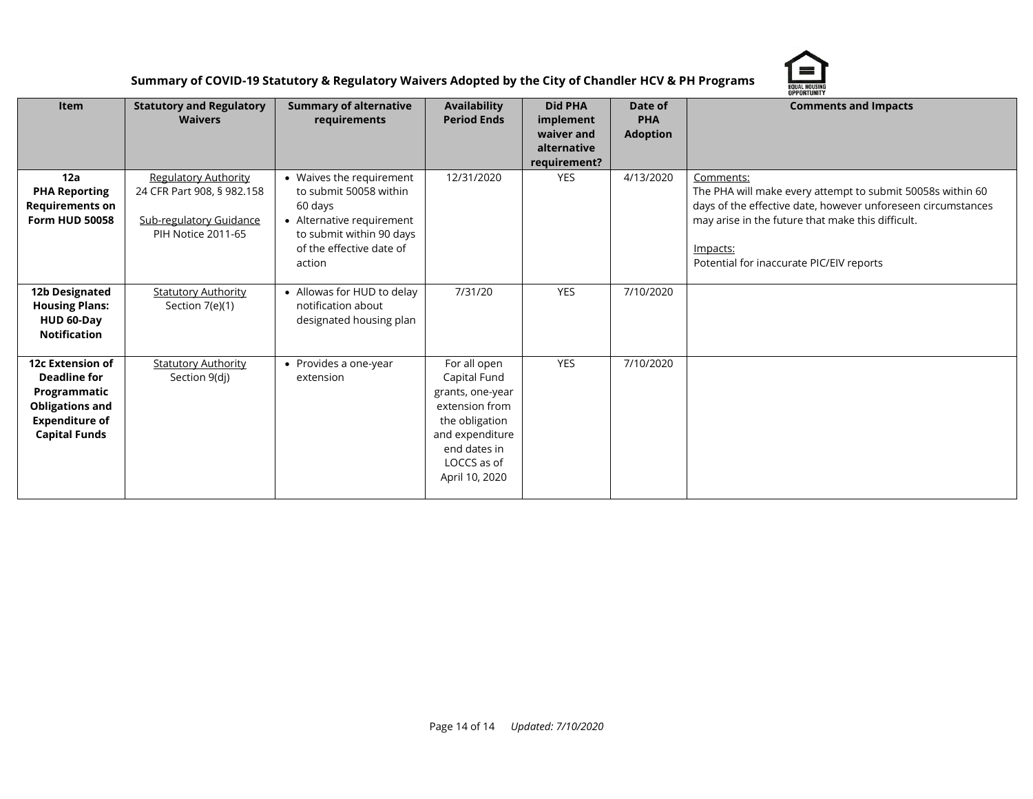**Summary of COVID-19 Statutory & Regulatory Waivers Adopted by the City of Chandler HCV & PH Programs**

| Item | Statutory and Regulatory Waivers | Summary of alternative requirements | Availability Period Ends | Did PHA implement waiver and alternative requirement? | Date of PHA Adoption | Comments and Impacts |
|---|---|---|---|---|---|---|
| **12a PHA Reporting Requirements on Form HUD 50058** | Regulatory Authority<br>24 CFR Part 908, § 982.158<br><br>Sub-regulatory Guidance<br>PIH Notice 2011-65 | • Waives the requirement to submit 50058 within 60 days<br>• Alternative requirement to submit within 90 days of the effective date of action | 12/31/2020 | YES | 4/13/2020 | Comments:<br>The PHA will make every attempt to submit 50058s within 60 days of the effective date, however unforeseen circumstances may arise in the future that make this difficult.<br><br>Impacts:<br>Potential for inaccurate PIC/EIV reports |
| **12b Designated Housing Plans: HUD 60-Day Notification** | Statutory Authority<br>Section 7(e)(1) | • Allowas for HUD to delay notification about designated housing plan | 7/31/20 | YES | 7/10/2020 | |
| **12c Extension of Deadline for Programmatic Obligations and Expenditure of Capital Funds** | Statutory Authority<br>Section 9(dj) | • Provides a one-year extension | For all open Capital Fund grants, one-year extension from the obligation and expenditure end dates in LOCCS as of April 10, 2020 | YES | 7/10/2020 | |

*Updated: 7/10/2020*